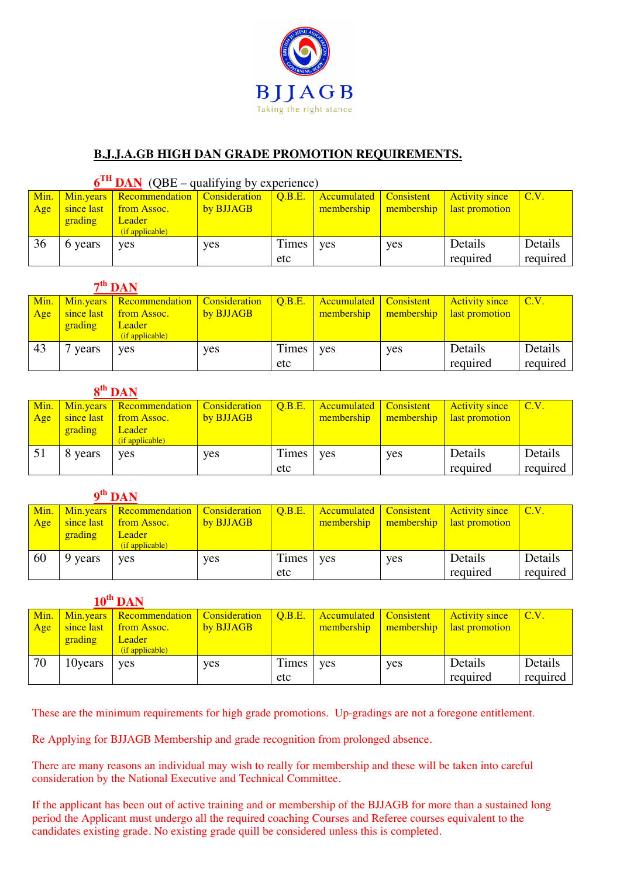BJJAGB

Taking the right stance

# B.J.J.A.GB HIGH DAN GRADE PROMOTION REQUIREMENTS.

## 6TH DAN (QBE – qualifying by experience)

| Min. Age | Min.years since last grading | Recommendation from Assoc. Leader (if applicable) | Consideration by BJJAGB | Q.B.E. | Accumulated membership | Consistent membership | Activity since last promotion | C.V. |
|---|---|---|---|---|---|---|---|---|
| 36 | 6 years | yes | yes | Times etc | yes | yes | Details required | Details required |

## 7th DAN

| Min. Age | Min.years since last grading | Recommendation from Assoc. Leader (if applicable) | Consideration by BJJAGB | Q.B.E. | Accumulated membership | Consistent membership | Activity since last promotion | C.V. |
|---|---|---|---|---|---|---|---|---|
| 43 | 7 years | yes | yes | Times etc | yes | yes | Details required | Details required |

## 8th DAN

| Min. Age | Min.years since last grading | Recommendation from Assoc. Leader (if applicable) | Consideration by BJJAGB | Q.B.E. | Accumulated membership | Consistent membership | Activity since last promotion | C.V. |
|---|---|---|---|---|---|---|---|---|
| 51 | 8 years | yes | yes | Times etc | yes | yes | Details required | Details required |

## 9th DAN

| Min. Age | Min.years since last grading | Recommendation from Assoc. Leader (if applicable) | Consideration by BJJAGB | Q.B.E. | Accumulated membership | Consistent membership | Activity since last promotion | C.V. |
|---|---|---|---|---|---|---|---|---|
| 60 | 9 years | yes | yes | Times etc | yes | yes | Details required | Details required |

## 10th DAN

| Min. Age | Min.years since last grading | Recommendation from Assoc. Leader (if applicable) | Consideration by BJJAGB | Q.B.E. | Accumulated membership | Consistent membership | Activity since last promotion | C.V. |
|---|---|---|---|---|---|---|---|---|
| 70 | 10years | yes | yes | Times etc | yes | yes | Details required | Details required |

These are the minimum requirements for high grade promotions. Up-gradings are not a foregone entitlement.

Re Applying for BJJAGB Membership and grade recognition from prolonged absence.

There are many reasons an individual may wish to really for membership and these will be taken into careful consideration by the National Executive and Technical Committee.

If the applicant has been out of active training and or membership of the BJJAGB for more than a sustained long period the Applicant must undergo all the required coaching Courses and Referee courses equivalent to the candidates existing grade. No existing grade quill be considered unless this is completed.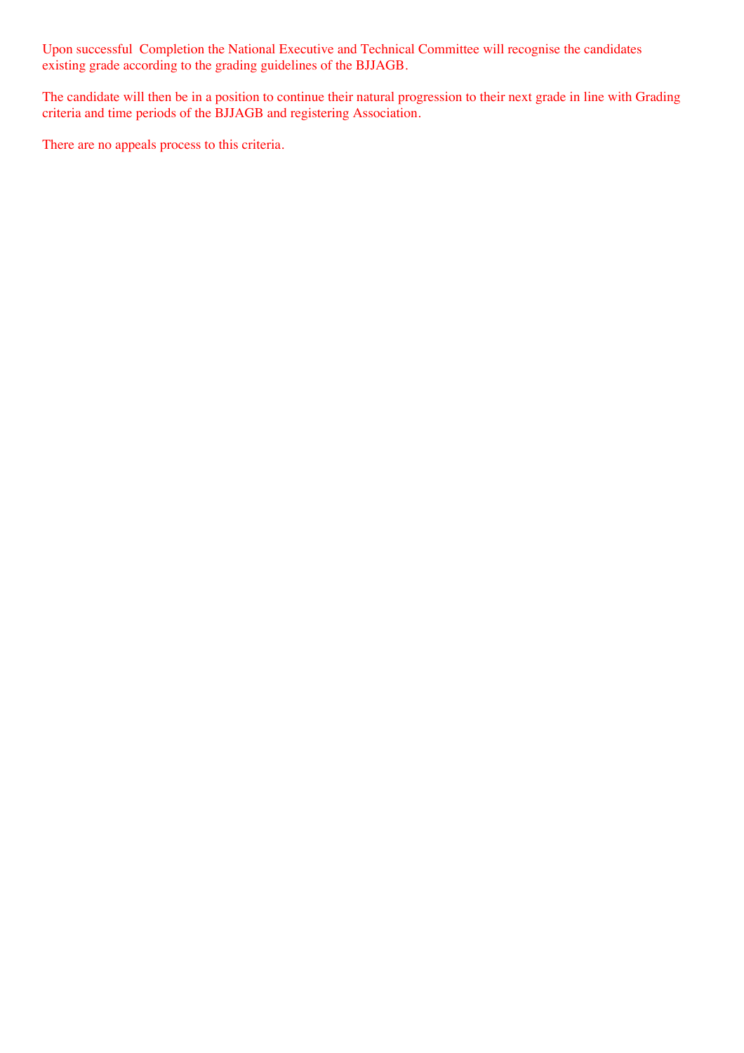Upon successful Completion the National Executive and Technical Committee will recognise the candidates existing grade according to the grading guidelines of the BJJAGB.

The candidate will then be in a position to continue their natural progression to their next grade in line with Grading criteria and time periods of the BJJAGB and registering Association.

There are no appeals process to this criteria.